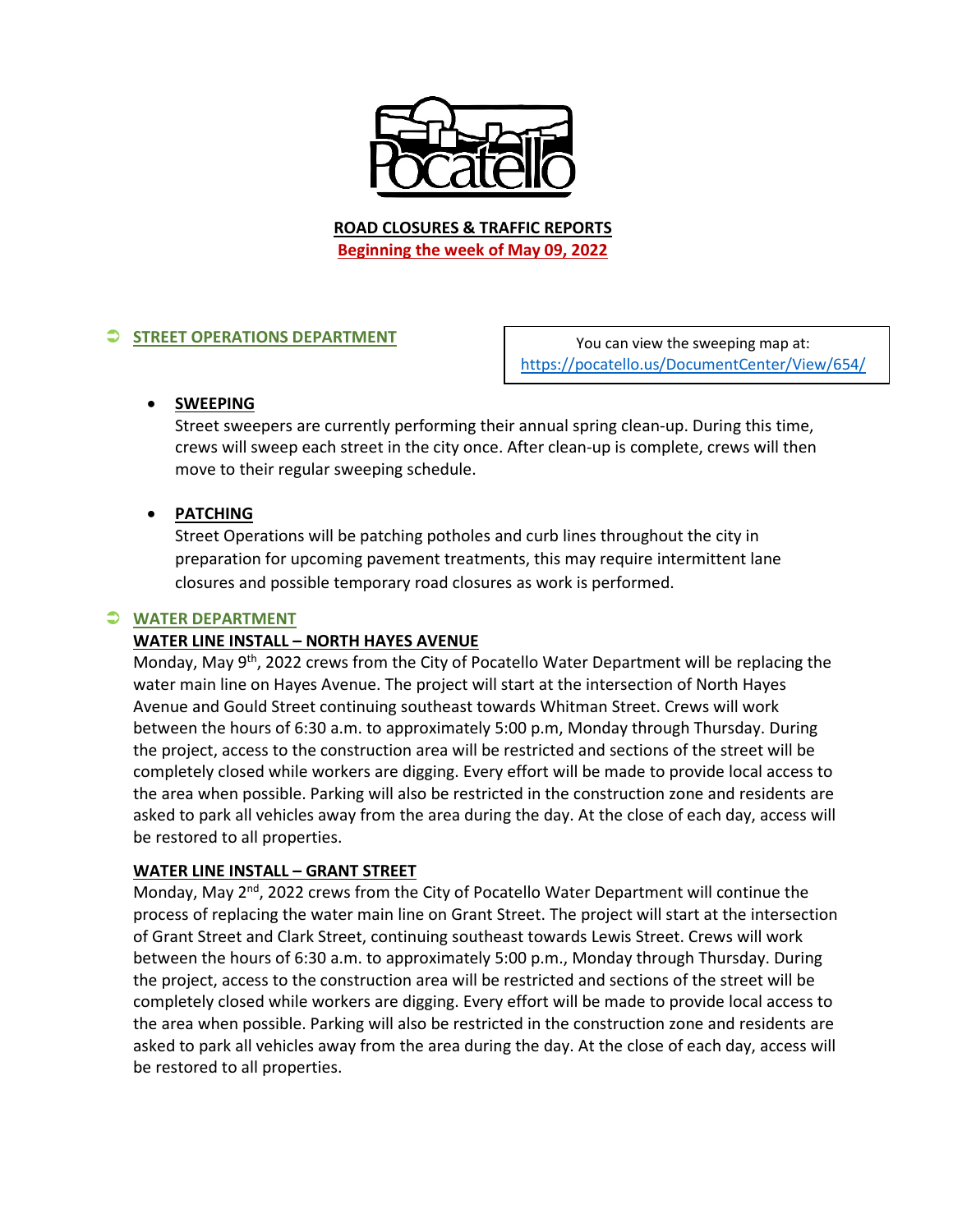**ROAD CLOSURES & TRAFFIC REPORTS**

**Beginning the week of May 09, 2022**

## STREET OPERATIONS DEPARTMENT

You can view the sweeping map at: https://pocatello.us/DocumentCenter/View/654/

- **SWEEPING**

  Street sweepers are currently performing their annual spring clean-up. During this time, crews will sweep each street in the city once. After clean-up is complete, crews will then move to their regular sweeping schedule.

- **PATCHING**

  Street Operations will be patching potholes and curb lines throughout the city in preparation for upcoming pavement treatments, this may require intermittent lane closures and possible temporary road closures as work is performed.

## WATER DEPARTMENT

### WATER LINE INSTALL – NORTH HAYES AVENUE

Monday, May 9th, 2022 crews from the City of Pocatello Water Department will be replacing the water main line on Hayes Avenue. The project will start at the intersection of North Hayes Avenue and Gould Street continuing southeast towards Whitman Street. Crews will work between the hours of 6:30 a.m. to approximately 5:00 p.m, Monday through Thursday. During the project, access to the construction area will be restricted and sections of the street will be completely closed while workers are digging. Every effort will be made to provide local access to the area when possible. Parking will also be restricted in the construction zone and residents are asked to park all vehicles away from the area during the day. At the close of each day, access will be restored to all properties.

### WATER LINE INSTALL – GRANT STREET

Monday, May 2nd, 2022 crews from the City of Pocatello Water Department will continue the process of replacing the water main line on Grant Street. The project will start at the intersection of Grant Street and Clark Street, continuing southeast towards Lewis Street. Crews will work between the hours of 6:30 a.m. to approximately 5:00 p.m., Monday through Thursday. During the project, access to the construction area will be restricted and sections of the street will be completely closed while workers are digging. Every effort will be made to provide local access to the area when possible. Parking will also be restricted in the construction zone and residents are asked to park all vehicles away from the area during the day. At the close of each day, access will be restored to all properties.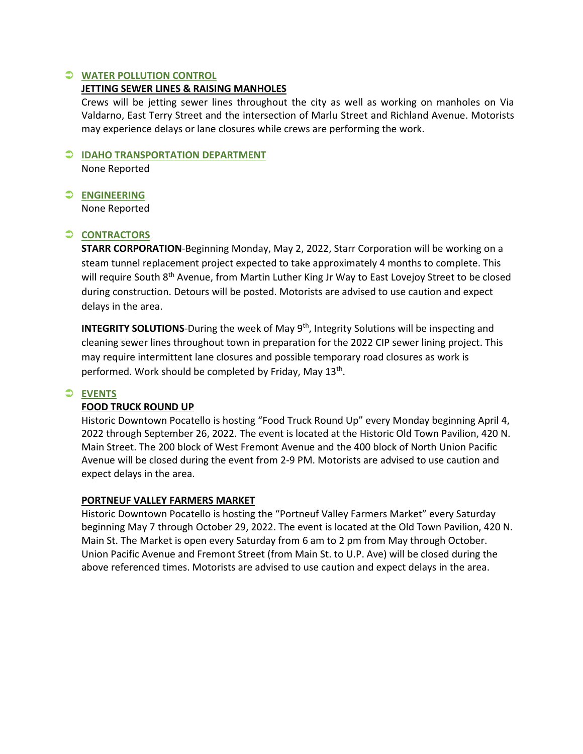## WATER POLLUTION CONTROL

### JETTING SEWER LINES & RAISING MANHOLES

Crews will be jetting sewer lines throughout the city as well as working on manholes on Via Valdarno, East Terry Street and the intersection of Marlu Street and Richland Avenue. Motorists may experience delays or lane closures while crews are performing the work.

## IDAHO TRANSPORTATION DEPARTMENT

None Reported

## ENGINEERING

None Reported

## CONTRACTORS

**STARR CORPORATION**-Beginning Monday, May 2, 2022, Starr Corporation will be working on a steam tunnel replacement project expected to take approximately 4 months to complete. This will require South 8th Avenue, from Martin Luther King Jr Way to East Lovejoy Street to be closed during construction. Detours will be posted. Motorists are advised to use caution and expect delays in the area.

**INTEGRITY SOLUTIONS**-During the week of May 9th, Integrity Solutions will be inspecting and cleaning sewer lines throughout town in preparation for the 2022 CIP sewer lining project. This may require intermittent lane closures and possible temporary road closures as work is performed. Work should be completed by Friday, May 13th.

## EVENTS

### FOOD TRUCK ROUND UP

Historic Downtown Pocatello is hosting "Food Truck Round Up" every Monday beginning April 4, 2022 through September 26, 2022. The event is located at the Historic Old Town Pavilion, 420 N. Main Street. The 200 block of West Fremont Avenue and the 400 block of North Union Pacific Avenue will be closed during the event from 2-9 PM. Motorists are advised to use caution and expect delays in the area.

### PORTNEUF VALLEY FARMERS MARKET

Historic Downtown Pocatello is hosting the "Portneuf Valley Farmers Market" every Saturday beginning May 7 through October 29, 2022. The event is located at the Old Town Pavilion, 420 N. Main St. The Market is open every Saturday from 6 am to 2 pm from May through October. Union Pacific Avenue and Fremont Street (from Main St. to U.P. Ave) will be closed during the above referenced times. Motorists are advised to use caution and expect delays in the area.